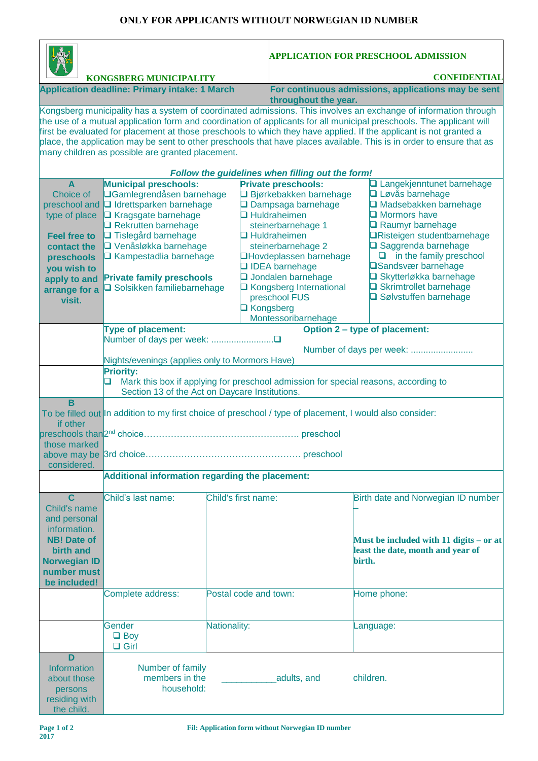**ONLY FOR APPLICANTS WITHOUT NORWEGIAN ID NUMBER**

**KONGSBERG MUNICIPALITY**

**APPLICATION FOR PRESCHOOL ADMISSION**

**CONFIDENTIAL**

| **Application deadline: Primary intake: 1 March** | **For continuous admissions, applications may be sent throughout the year.** |
|---|---|

Kongsberg municipality has a system of coordinated admissions. This involves an exchange of information through the use of a mutual application form and coordination of applicants for all municipal preschools. The applicant will first be evaluated for placement at those preschools to which they have applied. If the applicant is not granted a place, the application may be sent to other preschools that have places available. This is in order to ensure that as many children as possible are granted placement.

***Follow the guidelines when filling out the form!***

| **A** Choice of preschool and type of place **Feel free to contact the preschools you wish to apply to and arrange for a visit.** | **Municipal preschools:** ❑ Gamlegrendåsen barnehage ❑ Idrettsparken barnehage ❑ Kragsgate barnehage ❑ Rekrutten barnehage ❑ Tislegård barnehage ❑ Venåsløkka barnehage ❑ Kampestadlia barnehage **Private family preschools** ❑ Solsikken familiebarnehage | **Private preschools:** ❑ Bjørkebakken barnehage ❑ Dampsaga barnehage ❑ Huldraheimen steinerbarnehage 1 ❑ Huldraheimen steinerbarnehage 2 ❑ Hovdeplassen barnehage ❑ IDEA barnehage ❑ Jondalen barnehage ❑ Kongsberg International preschool FUS ❑ Kongsberg Montessoribarnehage | ❑ Langekjenntunet barnehage ❑ Løvås barnehage ❑ Madsebakken barnehage ❑ Mormors have ❑ Raumyr barnehage ❑ Risteigen studentbarnehage ❑ Saggrenda barnehage ❑ in the family preschool ❑ Sandsvær barnehage ❑ Skytterløkka barnehage ❑ Skrimtrollet barnehage ❑ Sølvstuffen barnehage |
|---|---|---|---|
| | **Type of placement:** Number of days per week: ........................❑ Nights/evenings (applies only to Mormors Have) | **Option 2 – type of placement:** Number of days per week: ......................... | |
| | **Priority:** ❑ Mark this box if applying for preschool admission for special reasons, according to Section 13 of the Act on Daycare Institutions. | | |
| **B** To be filled out if other preschools than those marked above may be considered. | In addition to my first choice of preschool / type of placement, I would also consider: 2nd choice…………………………………………… preschool 3rd choice…………………………………………… preschool | | |
| | **Additional information regarding the placement:** | | |
| **C** Child's name and personal information. **NB! Date of birth and Norwegian ID number must be included!** | Child's last name: | Child's first name: | Birth date and Norwegian ID number – **Must be included with 11 digits – or at least the date, month and year of birth.** |
| | Complete address: | Postal code and town: | Home phone: |
| | Gender ❑ Boy ❑ Girl | Nationality: | Language: |
| **D** Information about those persons residing with the child. | Number of family members in the household: | ___________adults, and | children. |

**Fil: Application form without Norwegian ID number**

**2017**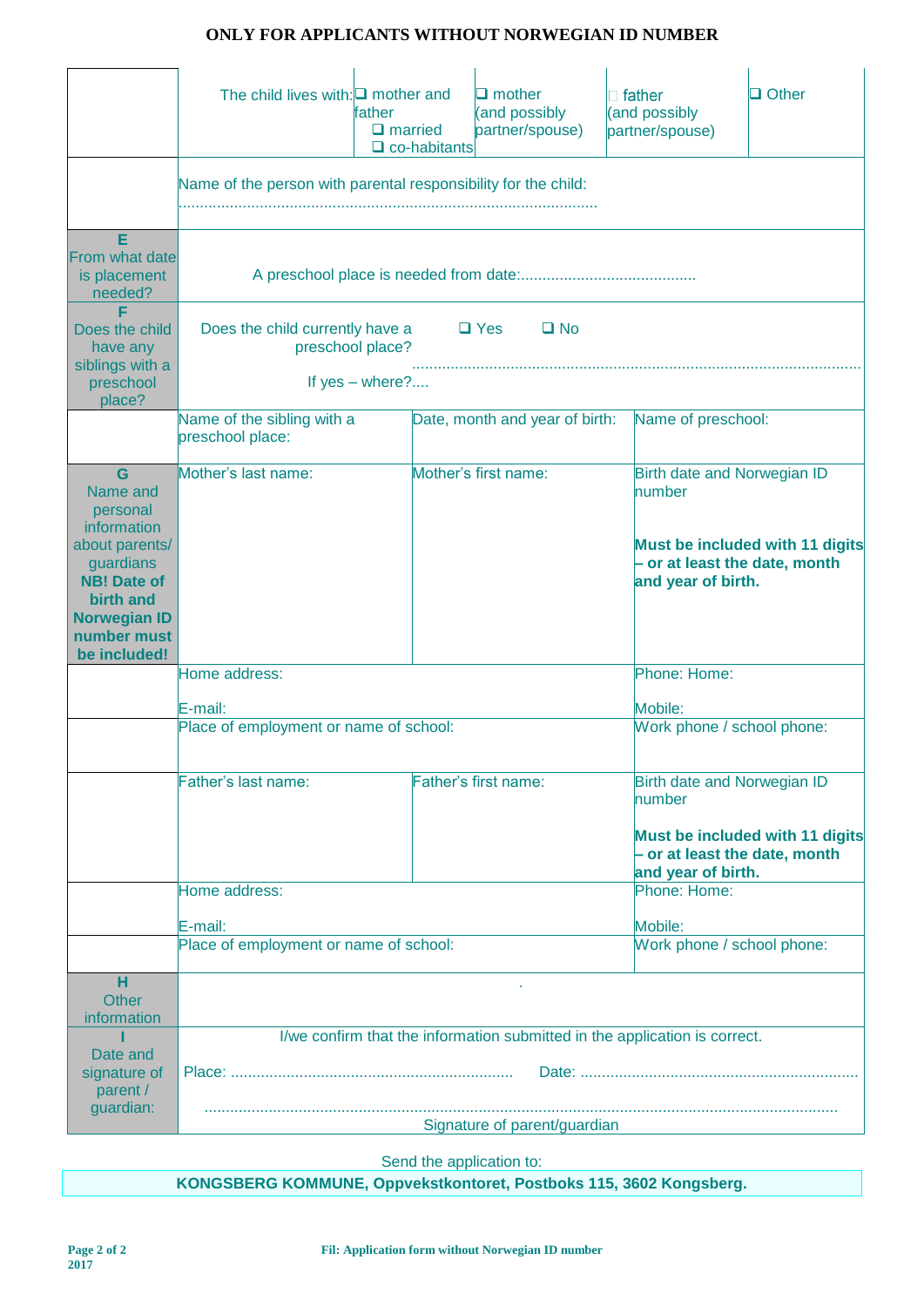# ONLY FOR APPLICANTS WITHOUT NORWEGIAN ID NUMBER

| | | | | | |
|---|---|---|---|---|---|
| | The child lives with: | ❑ mother and father ❑ married ❑ co-habitants | ❑ mother (and possibly partner/spouse) | □ father (and possibly partner/spouse) | ❑ Other |
| | Name of the person with parental responsibility for the child: ................................................................................................. | | | | |
| **E** From what date is placement needed? | A preschool place is needed from date:......................................... | | | | |
| **F** Does the child have any siblings with a preschool place? | Does the child currently have a preschool place? ❑ Yes ❑ No If yes – where?.... ........................................................................................................... | | | | |
| | Name of the sibling with a preschool place: | Date, month and year of birth: | Name of preschool: | | |
| **G** Name and personal information about parents/ guardians **NB! Date of birth and Norwegian ID number must be included!** | Mother's last name: | Mother's first name: | Birth date and Norwegian ID number **Must be included with 11 digits – or at least the date, month and year of birth.** | | |
| | Home address: E-mail: | | Phone: Home: Mobile: | | |
| | Place of employment or name of school: | | Work phone / school phone: | | |
| | Father's last name: | Father's first name: | Birth date and Norwegian ID number **Must be included with 11 digits – or at least the date, month and year of birth.** | | |
| | Home address: E-mail: | | Phone: Home: Mobile: | | |
| | Place of employment or name of school: | | Work phone / school phone: | | |
| **H** Other information | . | | | | |
| **I** Date and signature of parent / guardian: | I/we confirm that the information submitted in the application is correct. Place: .................................................................. Date: ................................................................. ................................................................................................................................................. Signature of parent/guardian | | | | |

Send the application to:

**KONGSBERG KOMMUNE, Oppvekstkontoret, Postboks 115, 3602 Kongsberg.**

**Fil: Application form without Norwegian ID number**